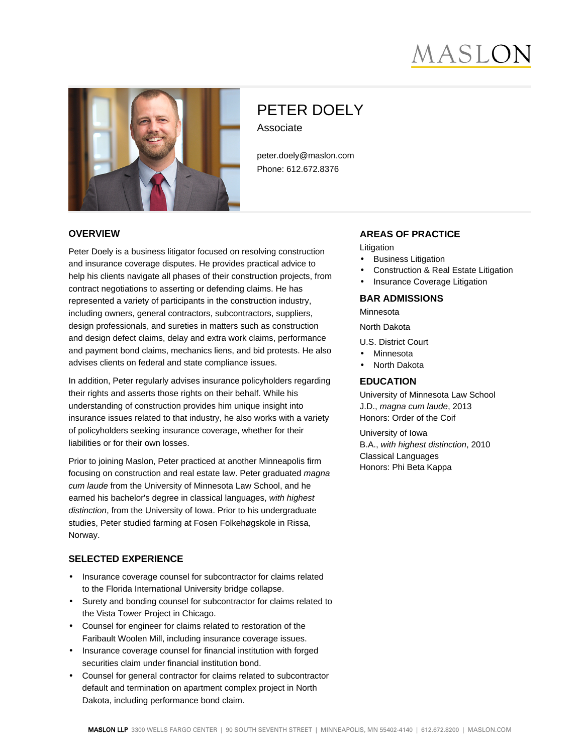MASLON

# PETER DOELY

Associate

peter.doely@maslon.com
Phone: 612.672.8376

## OVERVIEW

Peter Doely is a business litigator focused on resolving construction and insurance coverage disputes. He provides practical advice to help his clients navigate all phases of their construction projects, from contract negotiations to asserting or defending claims. He has represented a variety of participants in the construction industry, including owners, general contractors, subcontractors, suppliers, design professionals, and sureties in matters such as construction and design defect claims, delay and extra work claims, performance and payment bond claims, mechanics liens, and bid protests. He also advises clients on federal and state compliance issues.

In addition, Peter regularly advises insurance policyholders regarding their rights and asserts those rights on their behalf. While his understanding of construction provides him unique insight into insurance issues related to that industry, he also works with a variety of policyholders seeking insurance coverage, whether for their liabilities or for their own losses.

Prior to joining Maslon, Peter practiced at another Minneapolis firm focusing on construction and real estate law. Peter graduated *magna cum laude* from the University of Minnesota Law School, and he earned his bachelor's degree in classical languages, *with highest distinction*, from the University of Iowa. Prior to his undergraduate studies, Peter studied farming at Fosen Folkehøgskole in Rissa, Norway.

## SELECTED EXPERIENCE

- Insurance coverage counsel for subcontractor for claims related to the Florida International University bridge collapse.
- Surety and bonding counsel for subcontractor for claims related to the Vista Tower Project in Chicago.
- Counsel for engineer for claims related to restoration of the Faribault Woolen Mill, including insurance coverage issues.
- Insurance coverage counsel for financial institution with forged securities claim under financial institution bond.
- Counsel for general contractor for claims related to subcontractor default and termination on apartment complex project in North Dakota, including performance bond claim.

## AREAS OF PRACTICE

Litigation

- Business Litigation
- Construction & Real Estate Litigation
- Insurance Coverage Litigation

## BAR ADMISSIONS

Minnesota

North Dakota

U.S. District Court

- Minnesota
- North Dakota

## EDUCATION

University of Minnesota Law School
J.D., *magna cum laude*, 2013
Honors: Order of the Coif

University of Iowa
B.A., *with highest distinction*, 2010
Classical Languages
Honors: Phi Beta Kappa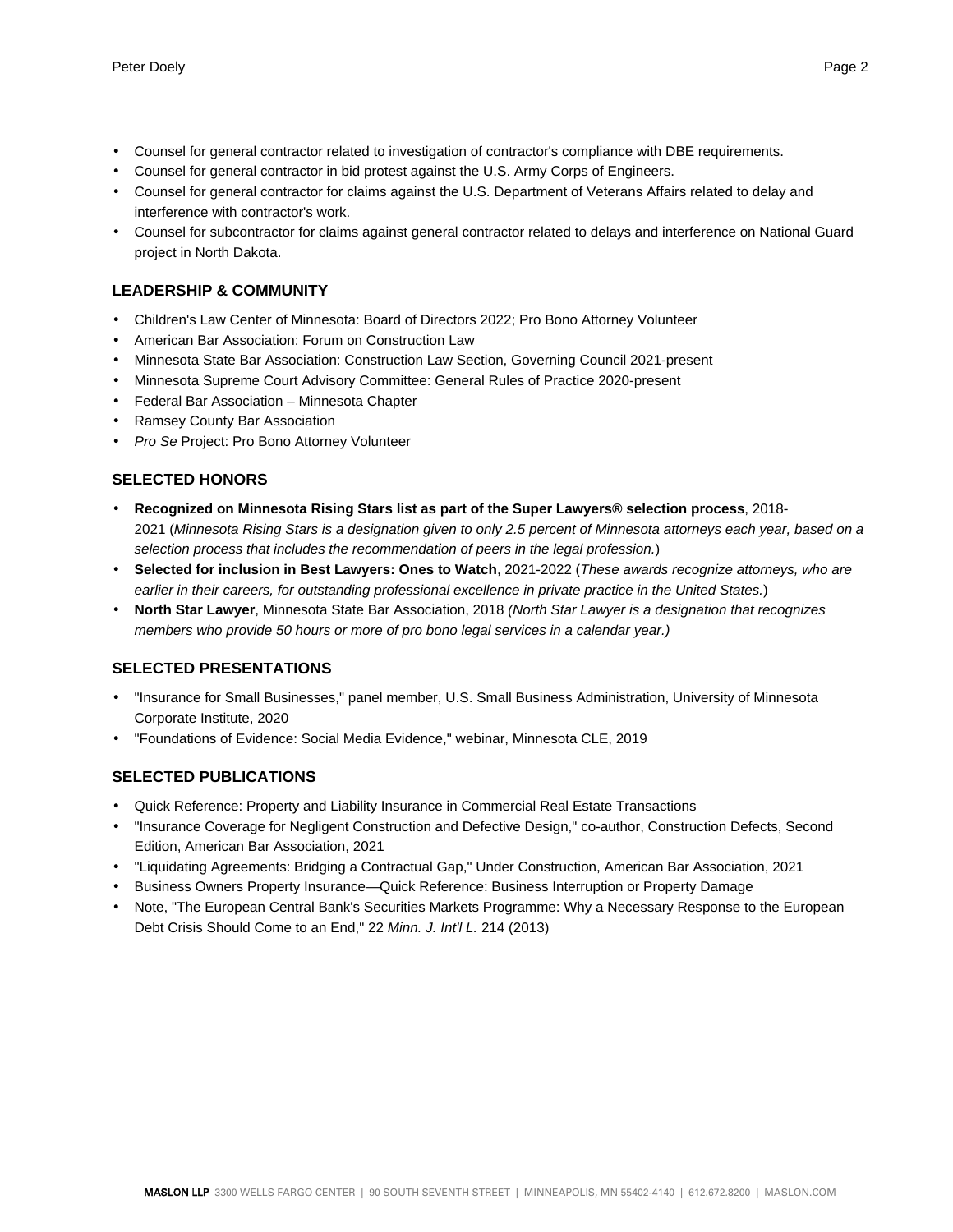- Counsel for general contractor related to investigation of contractor's compliance with DBE requirements.
- Counsel for general contractor in bid protest against the U.S. Army Corps of Engineers.
- Counsel for general contractor for claims against the U.S. Department of Veterans Affairs related to delay and interference with contractor's work.
- Counsel for subcontractor for claims against general contractor related to delays and interference on National Guard project in North Dakota.

## LEADERSHIP & COMMUNITY

- Children's Law Center of Minnesota: Board of Directors 2022; Pro Bono Attorney Volunteer
- American Bar Association: Forum on Construction Law
- Minnesota State Bar Association: Construction Law Section, Governing Council 2021-present
- Minnesota Supreme Court Advisory Committee: General Rules of Practice 2020-present
- Federal Bar Association – Minnesota Chapter
- Ramsey County Bar Association
- *Pro Se* Project: Pro Bono Attorney Volunteer

## SELECTED HONORS

- **Recognized on Minnesota Rising Stars list as part of the Super Lawyers® selection process**, 2018-2021 (*Minnesota Rising Stars is a designation given to only 2.5 percent of Minnesota attorneys each year, based on a selection process that includes the recommendation of peers in the legal profession.*)
- **Selected for inclusion in Best Lawyers: Ones to Watch**, 2021-2022 (*These awards recognize attorneys, who are earlier in their careers, for outstanding professional excellence in private practice in the United States.*)
- **North Star Lawyer**, Minnesota State Bar Association, 2018 *(North Star Lawyer is a designation that recognizes members who provide 50 hours or more of pro bono legal services in a calendar year.)*

## SELECTED PRESENTATIONS

- "Insurance for Small Businesses," panel member, U.S. Small Business Administration, University of Minnesota Corporate Institute, 2020
- "Foundations of Evidence: Social Media Evidence," webinar, Minnesota CLE, 2019

## SELECTED PUBLICATIONS

- Quick Reference: Property and Liability Insurance in Commercial Real Estate Transactions
- "Insurance Coverage for Negligent Construction and Defective Design," co-author, Construction Defects, Second Edition, American Bar Association, 2021
- "Liquidating Agreements: Bridging a Contractual Gap," Under Construction, American Bar Association, 2021
- Business Owners Property Insurance—Quick Reference: Business Interruption or Property Damage
- Note, "The European Central Bank's Securities Markets Programme: Why a Necessary Response to the European Debt Crisis Should Come to an End," 22 *Minn. J. Int'l L.* 214 (2013)